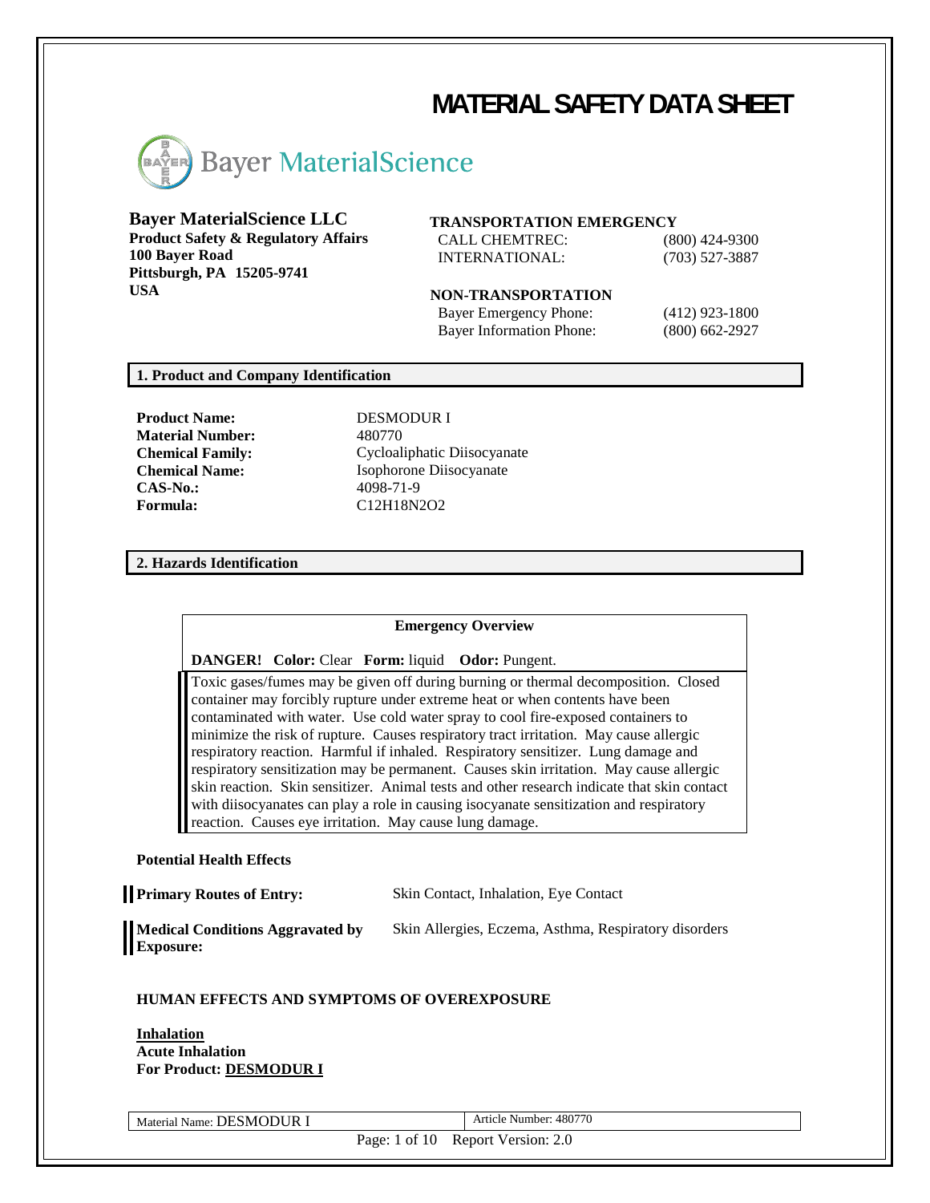# MATERIAL SAFETY DATA SHEET

Bayer MaterialScience

**Bayer MaterialScience LLC**
**Product Safety & Regulatory Affairs**
**100 Bayer Road**
**Pittsburgh, PA 15205-9741**
**USA**

**TRANSPORTATION EMERGENCY**

| | |
|---|---|
| CALL CHEMTREC: | (800) 424-9300 |
| INTERNATIONAL: | (703) 527-3887 |

**NON-TRANSPORTATION**

| | |
|---|---|
| Bayer Emergency Phone: | (412) 923-1800 |
| Bayer Information Phone: | (800) 662-2927 |

## 1. Product and Company Identification

| | |
|---|---|
| **Product Name:** | DESMODUR I |
| **Material Number:** | 480770 |
| **Chemical Family:** | Cycloaliphatic Diisocyanate |
| **Chemical Name:** | Isophorone Diisocyanate |
| **CAS-No.:** | 4098-71-9 |
| **Formula:** | $C_{12}H_{18}N_2O_2$ |

## 2. Hazards Identification

**Emergency Overview**

**DANGER! Color:** Clear **Form:** liquid **Odor:** Pungent.

Toxic gases/fumes may be given off during burning or thermal decomposition. Closed container may forcibly rupture under extreme heat or when contents have been contaminated with water. Use cold water spray to cool fire-exposed containers to minimize the risk of rupture. Causes respiratory tract irritation. May cause allergic respiratory reaction. Harmful if inhaled. Respiratory sensitizer. Lung damage and respiratory sensitization may be permanent. Causes skin irritation. May cause allergic skin reaction. Skin sensitizer. Animal tests and other research indicate that skin contact with diisocyanates can play a role in causing isocyanate sensitization and respiratory reaction. Causes eye irritation. May cause lung damage.

**Potential Health Effects**

| | |
|---|---|
| **Primary Routes of Entry:** | Skin Contact, Inhalation, Eye Contact |
| **Medical Conditions Aggravated by Exposure:** | Skin Allergies, Eczema, Asthma, Respiratory disorders |

**HUMAN EFFECTS AND SYMPTOMS OF OVEREXPOSURE**

**Inhalation**
**Acute Inhalation**
**For Product: DESMODUR I**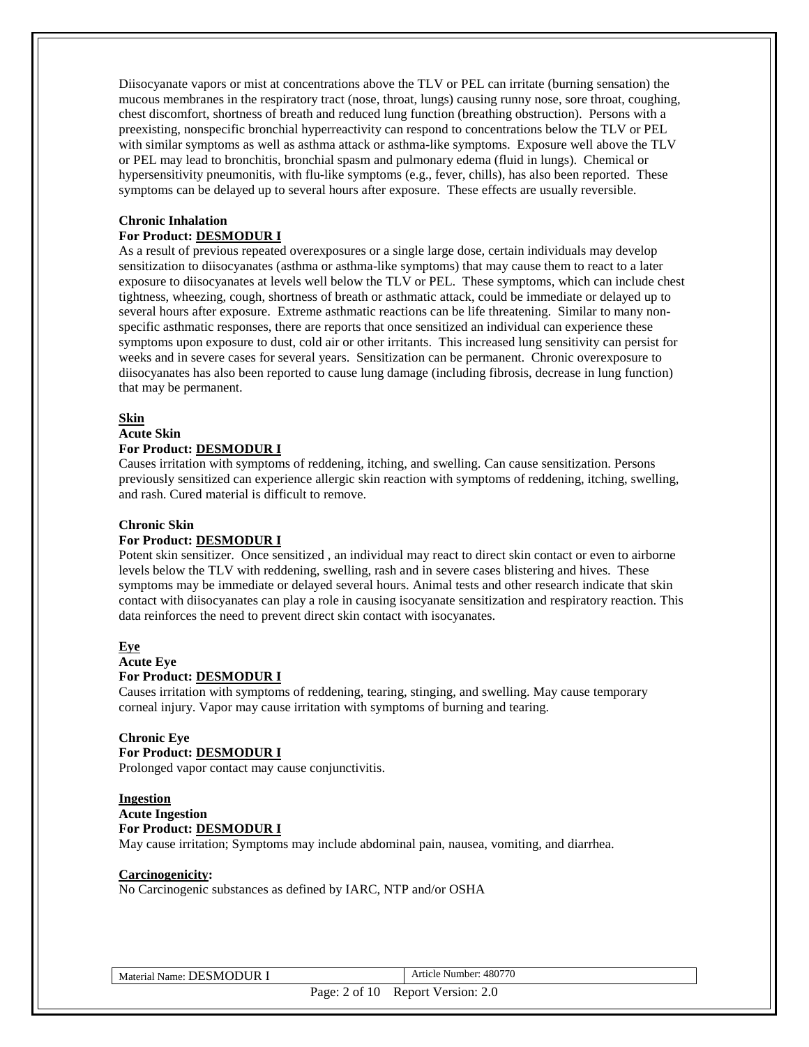Diisocyanate vapors or mist at concentrations above the TLV or PEL can irritate (burning sensation) the mucous membranes in the respiratory tract (nose, throat, lungs) causing runny nose, sore throat, coughing, chest discomfort, shortness of breath and reduced lung function (breathing obstruction). Persons with a preexisting, nonspecific bronchial hyperreactivity can respond to concentrations below the TLV or PEL with similar symptoms as well as asthma attack or asthma-like symptoms. Exposure well above the TLV or PEL may lead to bronchitis, bronchial spasm and pulmonary edema (fluid in lungs). Chemical or hypersensitivity pneumonitis, with flu-like symptoms (e.g., fever, chills), has also been reported. These symptoms can be delayed up to several hours after exposure. These effects are usually reversible.

**Chronic Inhalation**
**For Product: DESMODUR I**
As a result of previous repeated overexposures or a single large dose, certain individuals may develop sensitization to diisocyanates (asthma or asthma-like symptoms) that may cause them to react to a later exposure to diisocyanates at levels well below the TLV or PEL. These symptoms, which can include chest tightness, wheezing, cough, shortness of breath or asthmatic attack, could be immediate or delayed up to several hours after exposure. Extreme asthmatic reactions can be life threatening. Similar to many non-specific asthmatic responses, there are reports that once sensitized an individual can experience these symptoms upon exposure to dust, cold air or other irritants. This increased lung sensitivity can persist for weeks and in severe cases for several years. Sensitization can be permanent. Chronic overexposure to diisocyanates has also been reported to cause lung damage (including fibrosis, decrease in lung function) that may be permanent.

**Skin**
**Acute Skin**
**For Product: DESMODUR I**
Causes irritation with symptoms of reddening, itching, and swelling. Can cause sensitization. Persons previously sensitized can experience allergic skin reaction with symptoms of reddening, itching, swelling, and rash. Cured material is difficult to remove.

**Chronic Skin**
**For Product: DESMODUR I**
Potent skin sensitizer. Once sensitized , an individual may react to direct skin contact or even to airborne levels below the TLV with reddening, swelling, rash and in severe cases blistering and hives. These symptoms may be immediate or delayed several hours. Animal tests and other research indicate that skin contact with diisocyanates can play a role in causing isocyanate sensitization and respiratory reaction. This data reinforces the need to prevent direct skin contact with isocyanates.

**Eye**
**Acute Eye**
**For Product: DESMODUR I**
Causes irritation with symptoms of reddening, tearing, stinging, and swelling. May cause temporary corneal injury. Vapor may cause irritation with symptoms of burning and tearing.

**Chronic Eye**
**For Product: DESMODUR I**
Prolonged vapor contact may cause conjunctivitis.

**Ingestion**
**Acute Ingestion**
**For Product: DESMODUR I**
May cause irritation; Symptoms may include abdominal pain, nausea, vomiting, and diarrhea.

**Carcinogenicity:**
No Carcinogenic substances as defined by IARC, NTP and/or OSHA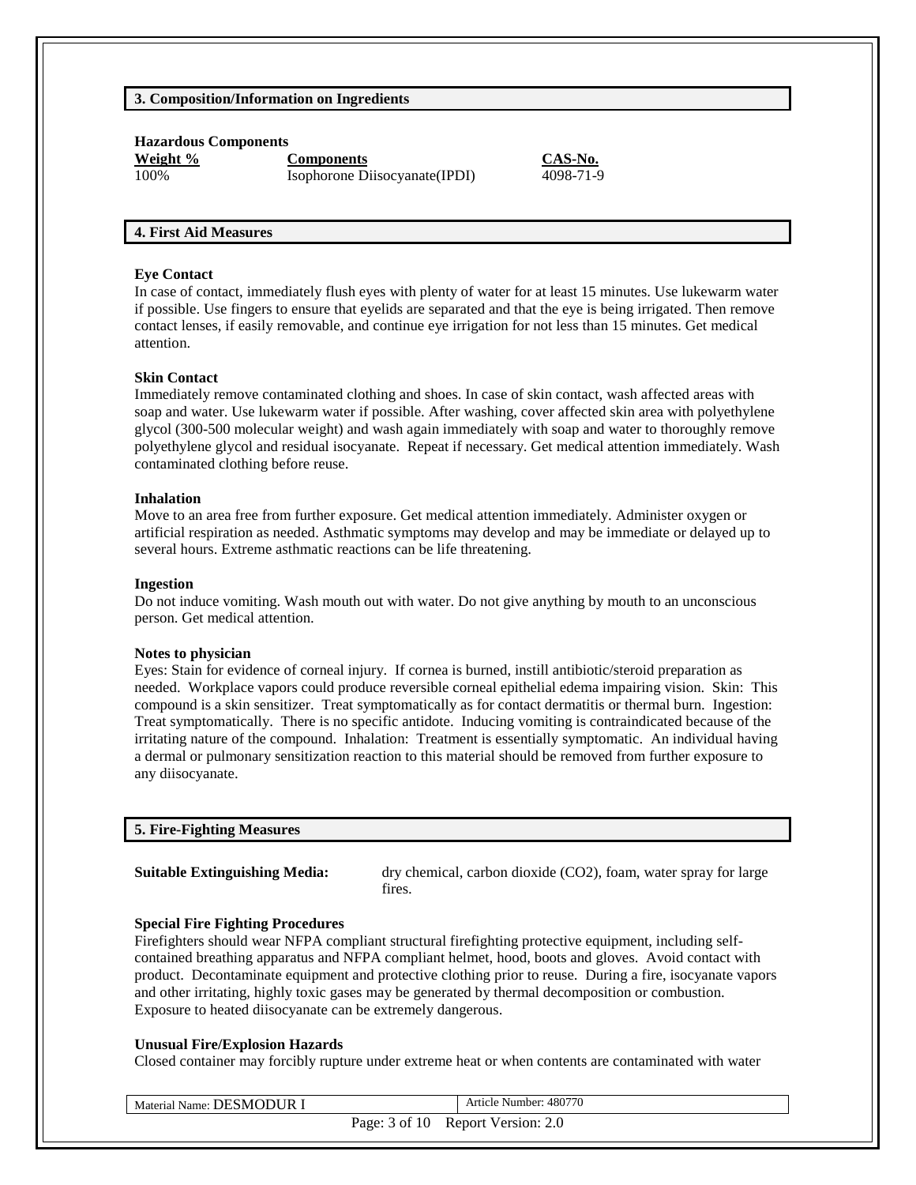## 3. Composition/Information on Ingredients

**Hazardous Components**

| Weight % | Components | CAS-No. |
|---|---|---|
| 100% | Isophorone Diisocyanate(IPDI) | 4098-71-9 |

## 4. First Aid Measures

**Eye Contact**

In case of contact, immediately flush eyes with plenty of water for at least 15 minutes. Use lukewarm water if possible. Use fingers to ensure that eyelids are separated and that the eye is being irrigated. Then remove contact lenses, if easily removable, and continue eye irrigation for not less than 15 minutes. Get medical attention.

**Skin Contact**

Immediately remove contaminated clothing and shoes. In case of skin contact, wash affected areas with soap and water. Use lukewarm water if possible. After washing, cover affected skin area with polyethylene glycol (300-500 molecular weight) and wash again immediately with soap and water to thoroughly remove polyethylene glycol and residual isocyanate. Repeat if necessary. Get medical attention immediately. Wash contaminated clothing before reuse.

**Inhalation**

Move to an area free from further exposure. Get medical attention immediately. Administer oxygen or artificial respiration as needed. Asthmatic symptoms may develop and may be immediate or delayed up to several hours. Extreme asthmatic reactions can be life threatening.

**Ingestion**

Do not induce vomiting. Wash mouth out with water. Do not give anything by mouth to an unconscious person. Get medical attention.

**Notes to physician**

Eyes: Stain for evidence of corneal injury. If cornea is burned, instill antibiotic/steroid preparation as needed. Workplace vapors could produce reversible corneal epithelial edema impairing vision. Skin: This compound is a skin sensitizer. Treat symptomatically as for contact dermatitis or thermal burn. Ingestion: Treat symptomatically. There is no specific antidote. Inducing vomiting is contraindicated because of the irritating nature of the compound. Inhalation: Treatment is essentially symptomatic. An individual having a dermal or pulmonary sensitization reaction to this material should be removed from further exposure to any diisocyanate.

## 5. Fire-Fighting Measures

**Suitable Extinguishing Media:** dry chemical, carbon dioxide ($CO_2$), foam, water spray for large fires.

**Special Fire Fighting Procedures**

Firefighters should wear NFPA compliant structural firefighting protective equipment, including self-contained breathing apparatus and NFPA compliant helmet, hood, boots and gloves. Avoid contact with product. Decontaminate equipment and protective clothing prior to reuse. During a fire, isocyanate vapors and other irritating, highly toxic gases may be generated by thermal decomposition or combustion. Exposure to heated diisocyanate can be extremely dangerous.

**Unusual Fire/Explosion Hazards**

Closed container may forcibly rupture under extreme heat or when contents are contaminated with water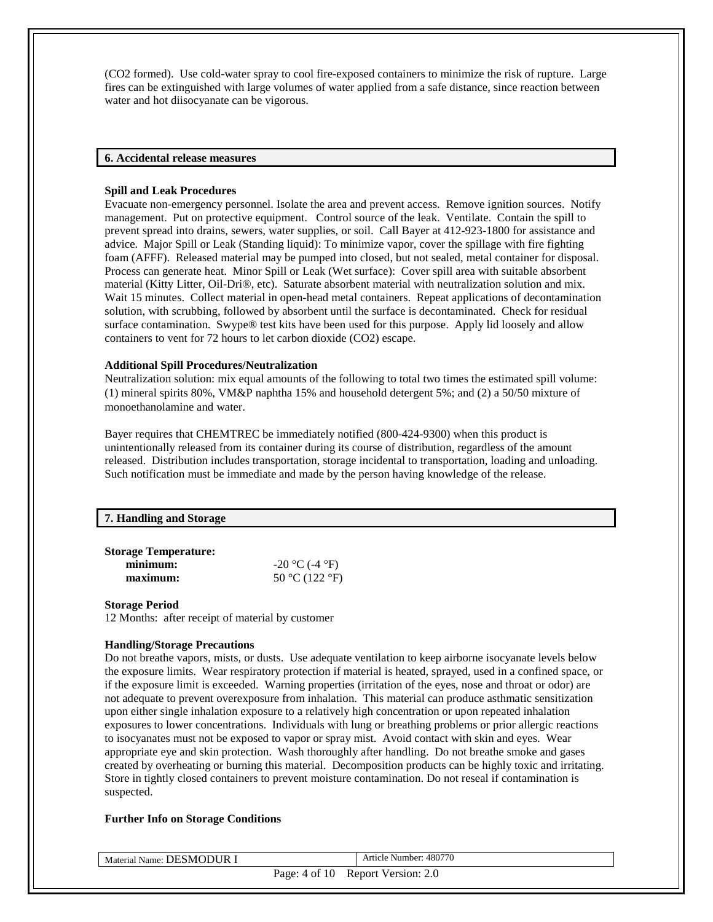(CO2 formed). Use cold-water spray to cool fire-exposed containers to minimize the risk of rupture. Large fires can be extinguished with large volumes of water applied from a safe distance, since reaction between water and hot diisocyanate can be vigorous.

## 6. Accidental release measures

**Spill and Leak Procedures**

Evacuate non-emergency personnel. Isolate the area and prevent access. Remove ignition sources. Notify management. Put on protective equipment. Control source of the leak. Ventilate. Contain the spill to prevent spread into drains, sewers, water supplies, or soil. Call Bayer at 412-923-1800 for assistance and advice. Major Spill or Leak (Standing liquid): To minimize vapor, cover the spillage with fire fighting foam (AFFF). Released material may be pumped into closed, but not sealed, metal container for disposal. Process can generate heat. Minor Spill or Leak (Wet surface): Cover spill area with suitable absorbent material (Kitty Litter, Oil-Dri®, etc). Saturate absorbent material with neutralization solution and mix. Wait 15 minutes. Collect material in open-head metal containers. Repeat applications of decontamination solution, with scrubbing, followed by absorbent until the surface is decontaminated. Check for residual surface contamination. Swype® test kits have been used for this purpose. Apply lid loosely and allow containers to vent for 72 hours to let carbon dioxide (CO2) escape.

**Additional Spill Procedures/Neutralization**

Neutralization solution: mix equal amounts of the following to total two times the estimated spill volume: (1) mineral spirits 80%, VM&P naphtha 15% and household detergent 5%; and (2) a 50/50 mixture of monoethanolamine and water.

Bayer requires that CHEMTREC be immediately notified (800-424-9300) when this product is unintentionally released from its container during its course of distribution, regardless of the amount released. Distribution includes transportation, storage incidental to transportation, loading and unloading. Such notification must be immediate and made by the person having knowledge of the release.

## 7. Handling and Storage

**Storage Temperature:**

| | |
|---|---|
| **minimum:** | -20 °C (-4 °F) |
| **maximum:** | 50 °C (122 °F) |

**Storage Period**

12 Months: after receipt of material by customer

**Handling/Storage Precautions**

Do not breathe vapors, mists, or dusts. Use adequate ventilation to keep airborne isocyanate levels below the exposure limits. Wear respiratory protection if material is heated, sprayed, used in a confined space, or if the exposure limit is exceeded. Warning properties (irritation of the eyes, nose and throat or odor) are not adequate to prevent overexposure from inhalation. This material can produce asthmatic sensitization upon either single inhalation exposure to a relatively high concentration or upon repeated inhalation exposures to lower concentrations. Individuals with lung or breathing problems or prior allergic reactions to isocyanates must not be exposed to vapor or spray mist. Avoid contact with skin and eyes. Wear appropriate eye and skin protection. Wash thoroughly after handling. Do not breathe smoke and gases created by overheating or burning this material. Decomposition products can be highly toxic and irritating. Store in tightly closed containers to prevent moisture contamination. Do not reseal if contamination is suspected.

**Further Info on Storage Conditions**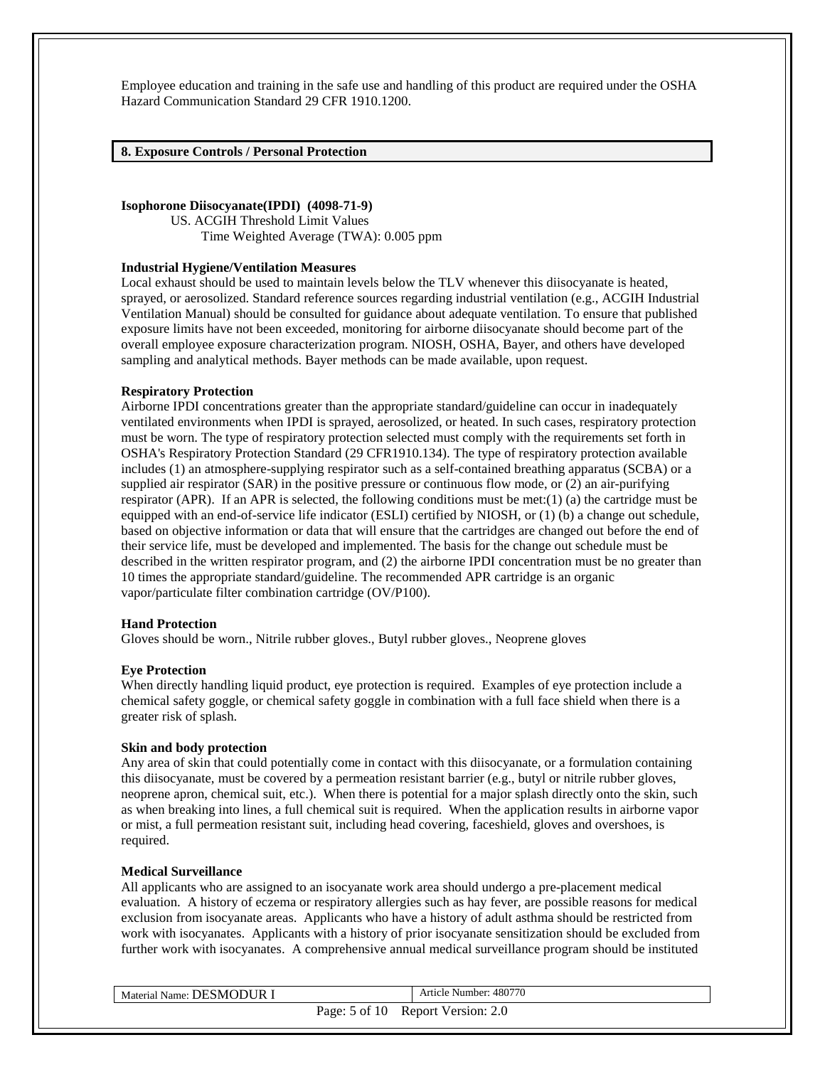Employee education and training in the safe use and handling of this product are required under the OSHA Hazard Communication Standard 29 CFR 1910.1200.

## 8. Exposure Controls / Personal Protection

**Isophorone Diisocyanate(IPDI) (4098-71-9)**

US. ACGIH Threshold Limit Values

Time Weighted Average (TWA): 0.005 ppm

**Industrial Hygiene/Ventilation Measures**

Local exhaust should be used to maintain levels below the TLV whenever this diisocyanate is heated, sprayed, or aerosolized. Standard reference sources regarding industrial ventilation (e.g., ACGIH Industrial Ventilation Manual) should be consulted for guidance about adequate ventilation. To ensure that published exposure limits have not been exceeded, monitoring for airborne diisocyanate should become part of the overall employee exposure characterization program. NIOSH, OSHA, Bayer, and others have developed sampling and analytical methods. Bayer methods can be made available, upon request.

**Respiratory Protection**

Airborne IPDI concentrations greater than the appropriate standard/guideline can occur in inadequately ventilated environments when IPDI is sprayed, aerosolized, or heated. In such cases, respiratory protection must be worn. The type of respiratory protection selected must comply with the requirements set forth in OSHA's Respiratory Protection Standard (29 CFR1910.134). The type of respiratory protection available includes (1) an atmosphere-supplying respirator such as a self-contained breathing apparatus (SCBA) or a supplied air respirator (SAR) in the positive pressure or continuous flow mode, or (2) an air-purifying respirator (APR). If an APR is selected, the following conditions must be met:(1) (a) the cartridge must be equipped with an end-of-service life indicator (ESLI) certified by NIOSH, or (1) (b) a change out schedule, based on objective information or data that will ensure that the cartridges are changed out before the end of their service life, must be developed and implemented. The basis for the change out schedule must be described in the written respirator program, and (2) the airborne IPDI concentration must be no greater than 10 times the appropriate standard/guideline. The recommended APR cartridge is an organic vapor/particulate filter combination cartridge (OV/P100).

**Hand Protection**

Gloves should be worn., Nitrile rubber gloves., Butyl rubber gloves., Neoprene gloves

**Eye Protection**

When directly handling liquid product, eye protection is required. Examples of eye protection include a chemical safety goggle, or chemical safety goggle in combination with a full face shield when there is a greater risk of splash.

**Skin and body protection**

Any area of skin that could potentially come in contact with this diisocyanate, or a formulation containing this diisocyanate, must be covered by a permeation resistant barrier (e.g., butyl or nitrile rubber gloves, neoprene apron, chemical suit, etc.). When there is potential for a major splash directly onto the skin, such as when breaking into lines, a full chemical suit is required. When the application results in airborne vapor or mist, a full permeation resistant suit, including head covering, faceshield, gloves and overshoes, is required.

**Medical Surveillance**

All applicants who are assigned to an isocyanate work area should undergo a pre-placement medical evaluation. A history of eczema or respiratory allergies such as hay fever, are possible reasons for medical exclusion from isocyanate areas. Applicants who have a history of adult asthma should be restricted from work with isocyanates. Applicants with a history of prior isocyanate sensitization should be excluded from further work with isocyanates. A comprehensive annual medical surveillance program should be instituted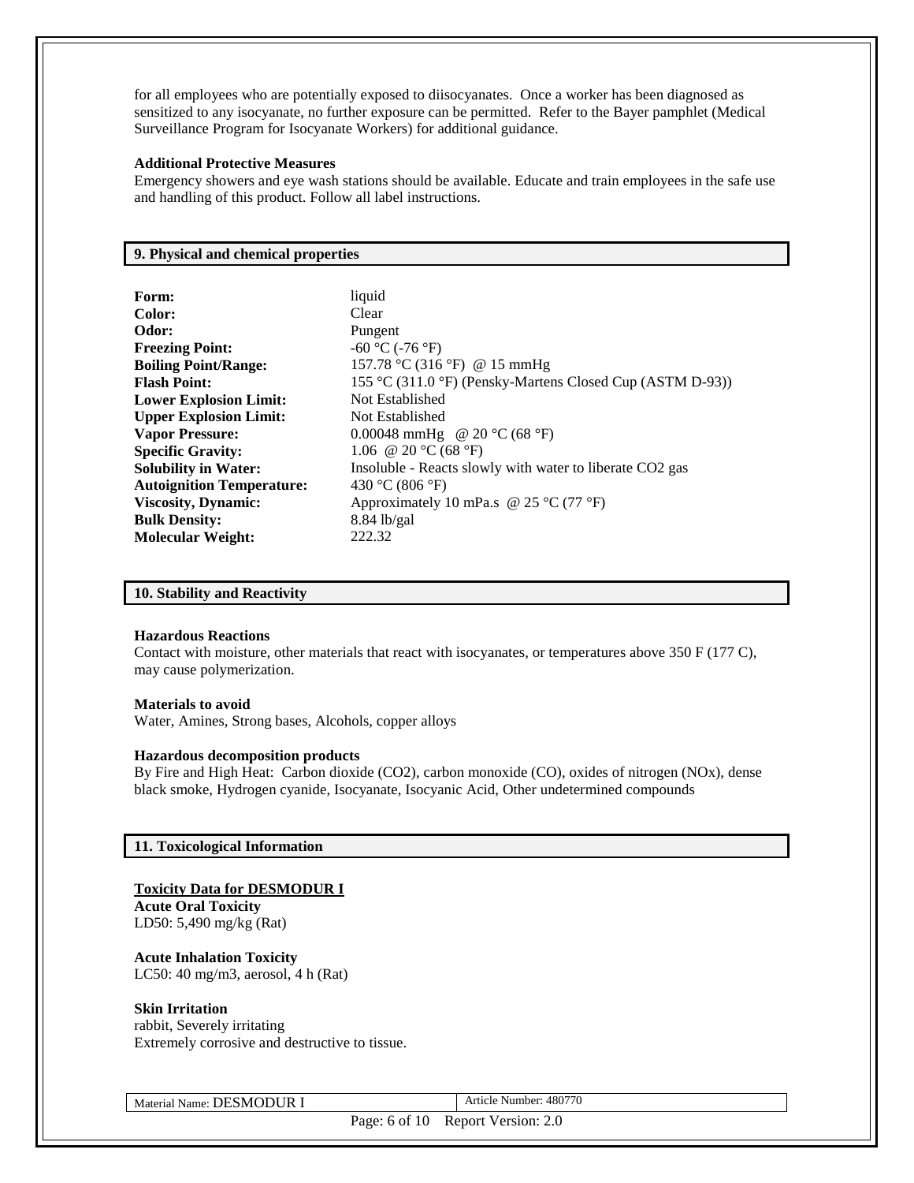for all employees who are potentially exposed to diisocyanates. Once a worker has been diagnosed as sensitized to any isocyanate, no further exposure can be permitted. Refer to the Bayer pamphlet (Medical Surveillance Program for Isocyanate Workers) for additional guidance.

**Additional Protective Measures**

Emergency showers and eye wash stations should be available. Educate and train employees in the safe use and handling of this product. Follow all label instructions.

## 9. Physical and chemical properties

| | |
|---|---|
| **Form:** | liquid |
| **Color:** | Clear |
| **Odor:** | Pungent |
| **Freezing Point:** | -60 °C (-76 °F) |
| **Boiling Point/Range:** | 157.78 °C (316 °F) @ 15 mmHg |
| **Flash Point:** | 155 °C (311.0 °F) (Pensky-Martens Closed Cup (ASTM D-93)) |
| **Lower Explosion Limit:** | Not Established |
| **Upper Explosion Limit:** | Not Established |
| **Vapor Pressure:** | 0.00048 mmHg @ 20 °C (68 °F) |
| **Specific Gravity:** | 1.06 @ 20 °C (68 °F) |
| **Solubility in Water:** | Insoluble - Reacts slowly with water to liberate $CO_2$ gas |
| **Autoignition Temperature:** | 430 °C (806 °F) |
| **Viscosity, Dynamic:** | Approximately 10 mPa.s @ 25 °C (77 °F) |
| **Bulk Density:** | 8.84 lb/gal |
| **Molecular Weight:** | 222.32 |

## 10. Stability and Reactivity

**Hazardous Reactions**

Contact with moisture, other materials that react with isocyanates, or temperatures above 350 F (177 C), may cause polymerization.

**Materials to avoid**

Water, Amines, Strong bases, Alcohols, copper alloys

**Hazardous decomposition products**

By Fire and High Heat: Carbon dioxide ($CO_2$), carbon monoxide (CO), oxides of nitrogen ($NO_x$), dense black smoke, Hydrogen cyanide, Isocyanate, Isocyanic Acid, Other undetermined compounds

## 11. Toxicological Information

**Toxicity Data for DESMODUR I**

**Acute Oral Toxicity**
LD50: 5,490 mg/kg (Rat)

**Acute Inhalation Toxicity**
LC50: 40 mg/m3, aerosol, 4 h (Rat)

**Skin Irritation**
rabbit, Severely irritating
Extremely corrosive and destructive to tissue.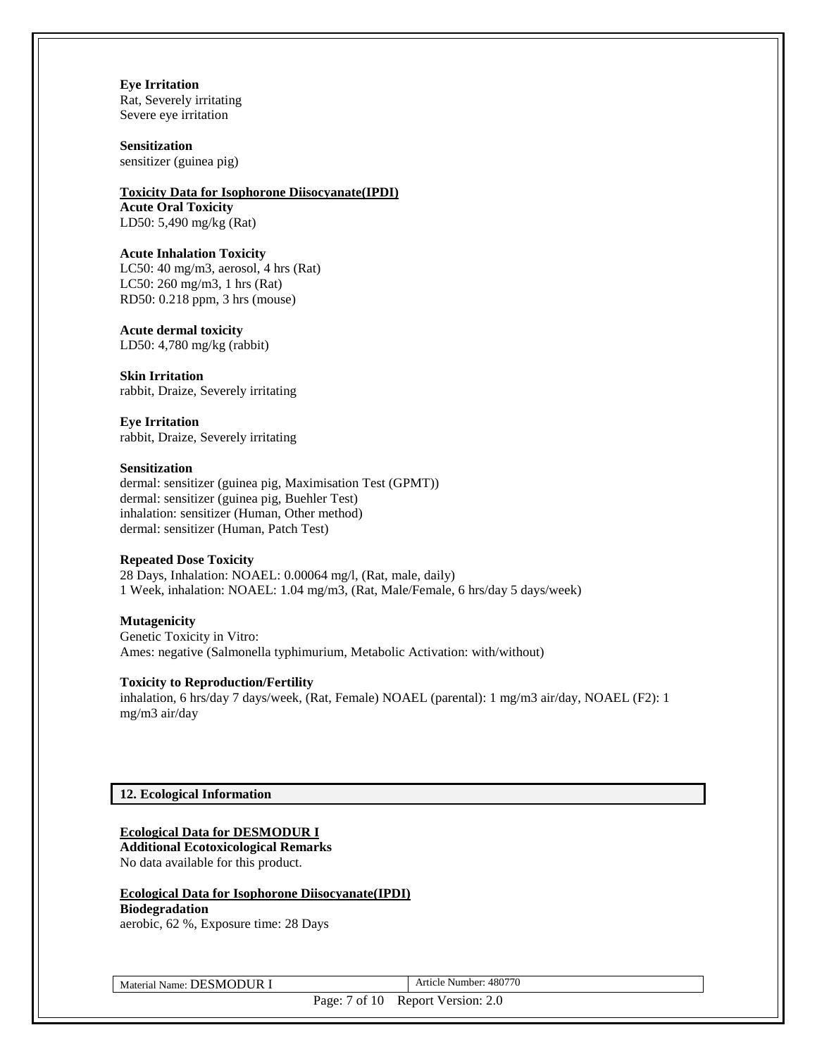**Eye Irritation**
Rat, Severely irritating
Severe eye irritation

**Sensitization**
sensitizer (guinea pig)

**Toxicity Data for Isophorone Diisocyanate(IPDI)**

**Acute Oral Toxicity**
LD50: 5,490 mg/kg (Rat)

**Acute Inhalation Toxicity**
LC50: 40 mg/m3, aerosol, 4 hrs (Rat)
LC50: 260 mg/m3, 1 hrs (Rat)
RD50: 0.218 ppm, 3 hrs (mouse)

**Acute dermal toxicity**
LD50: 4,780 mg/kg (rabbit)

**Skin Irritation**
rabbit, Draize, Severely irritating

**Eye Irritation**
rabbit, Draize, Severely irritating

**Sensitization**
dermal: sensitizer (guinea pig, Maximisation Test (GPMT))
dermal: sensitizer (guinea pig, Buehler Test)
inhalation: sensitizer (Human, Other method)
dermal: sensitizer (Human, Patch Test)

**Repeated Dose Toxicity**
28 Days, Inhalation: NOAEL: 0.00064 mg/l, (Rat, male, daily)
1 Week, inhalation: NOAEL: 1.04 mg/m3, (Rat, Male/Female, 6 hrs/day 5 days/week)

**Mutagenicity**
Genetic Toxicity in Vitro:
Ames: negative (Salmonella typhimurium, Metabolic Activation: with/without)

**Toxicity to Reproduction/Fertility**
inhalation, 6 hrs/day 7 days/week, (Rat, Female) NOAEL (parental): 1 mg/m3 air/day, NOAEL (F2): 1 mg/m3 air/day

## 12. Ecological Information

**Ecological Data for DESMODUR I**

**Additional Ecotoxicological Remarks**
No data available for this product.

**Ecological Data for Isophorone Diisocyanate(IPDI)**

**Biodegradation**
aerobic, 62 %, Exposure time: 28 Days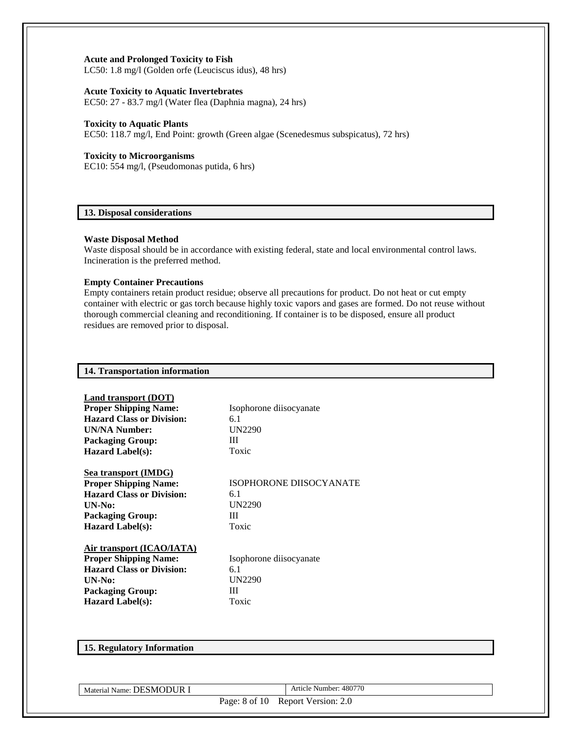**Acute and Prolonged Toxicity to Fish**
LC50: 1.8 mg/l (Golden orfe (Leuciscus idus), 48 hrs)

**Acute Toxicity to Aquatic Invertebrates**
EC50: 27 - 83.7 mg/l (Water flea (Daphnia magna), 24 hrs)

**Toxicity to Aquatic Plants**
EC50: 118.7 mg/l, End Point: growth (Green algae (Scenedesmus subspicatus), 72 hrs)

**Toxicity to Microorganisms**
EC10: 554 mg/l, (Pseudomonas putida, 6 hrs)

## 13. Disposal considerations

**Waste Disposal Method**
Waste disposal should be in accordance with existing federal, state and local environmental control laws. Incineration is the preferred method.

**Empty Container Precautions**
Empty containers retain product residue; observe all precautions for product. Do not heat or cut empty container with electric or gas torch because highly toxic vapors and gases are formed. Do not reuse without thorough commercial cleaning and reconditioning. If container is to be disposed, ensure all product residues are removed prior to disposal.

## 14. Transportation information

**Land transport (DOT)**

| | |
|---|---|
| **Proper Shipping Name:** | Isophorone diisocyanate |
| **Hazard Class or Division:** | 6.1 |
| **UN/NA Number:** | UN2290 |
| **Packaging Group:** | III |
| **Hazard Label(s):** | Toxic |

**Sea transport (IMDG)**

| | |
|---|---|
| **Proper Shipping Name:** | ISOPHORONE DIISOCYANATE |
| **Hazard Class or Division:** | 6.1 |
| **UN-No:** | UN2290 |
| **Packaging Group:** | III |
| **Hazard Label(s):** | Toxic |

**Air transport (ICAO/IATA)**

| | |
|---|---|
| **Proper Shipping Name:** | Isophorone diisocyanate |
| **Hazard Class or Division:** | 6.1 |
| **UN-No:** | UN2290 |
| **Packaging Group:** | III |
| **Hazard Label(s):** | Toxic |

## 15. Regulatory Information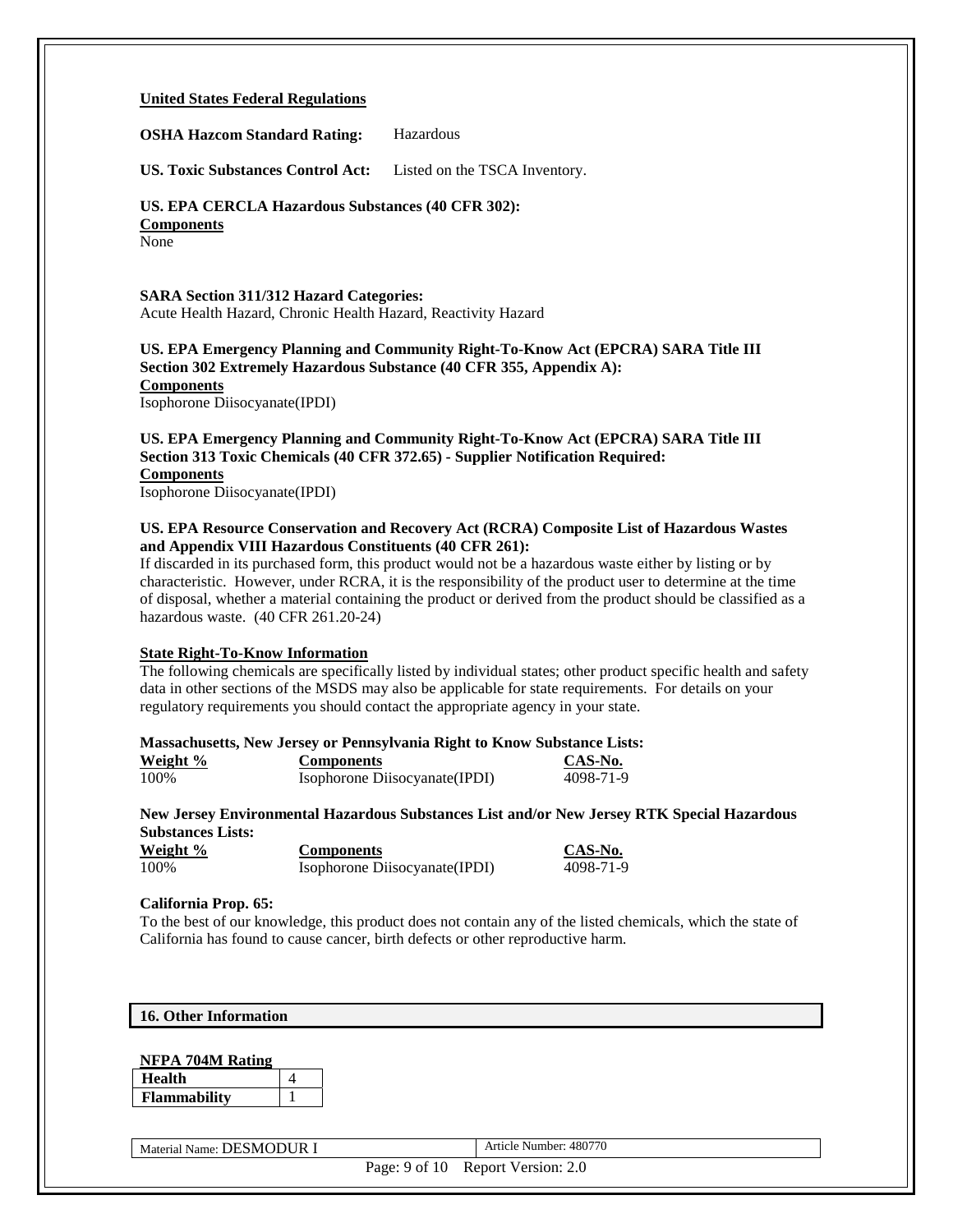**United States Federal Regulations**

**OSHA Hazcom Standard Rating:** Hazardous

**US. Toxic Substances Control Act:** Listed on the TSCA Inventory.

**US. EPA CERCLA Hazardous Substances (40 CFR 302):**
**Components**
None

**SARA Section 311/312 Hazard Categories:**
Acute Health Hazard, Chronic Health Hazard, Reactivity Hazard

**US. EPA Emergency Planning and Community Right-To-Know Act (EPCRA) SARA Title III Section 302 Extremely Hazardous Substance (40 CFR 355, Appendix A):**
**Components**
Isophorone Diisocyanate(IPDI)

**US. EPA Emergency Planning and Community Right-To-Know Act (EPCRA) SARA Title III Section 313 Toxic Chemicals (40 CFR 372.65) - Supplier Notification Required:**
**Components**
Isophorone Diisocyanate(IPDI)

**US. EPA Resource Conservation and Recovery Act (RCRA) Composite List of Hazardous Wastes and Appendix VIII Hazardous Constituents (40 CFR 261):**
If discarded in its purchased form, this product would not be a hazardous waste either by listing or by characteristic. However, under RCRA, it is the responsibility of the product user to determine at the time of disposal, whether a material containing the product or derived from the product should be classified as a hazardous waste. (40 CFR 261.20-24)

**State Right-To-Know Information**

The following chemicals are specifically listed by individual states; other product specific health and safety data in other sections of the MSDS may also be applicable for state requirements. For details on your regulatory requirements you should contact the appropriate agency in your state.

**Massachusetts, New Jersey or Pennsylvania Right to Know Substance Lists:**

| Weight % | Components | CAS-No. |
|---|---|---|
| 100% | Isophorone Diisocyanate(IPDI) | 4098-71-9 |

**New Jersey Environmental Hazardous Substances List and/or New Jersey RTK Special Hazardous Substances Lists:**

| Weight % | Components | CAS-No. |
|---|---|---|
| 100% | Isophorone Diisocyanate(IPDI) | 4098-71-9 |

**California Prop. 65:**
To the best of our knowledge, this product does not contain any of the listed chemicals, which the state of California has found to cause cancer, birth defects or other reproductive harm.

## 16. Other Information

**NFPA 704M Rating**

| Health | 4 |
|---|---|
| Flammability | 1 |

Material Name: DESMODUR I | Article Number: 480770

Report Version: 2.0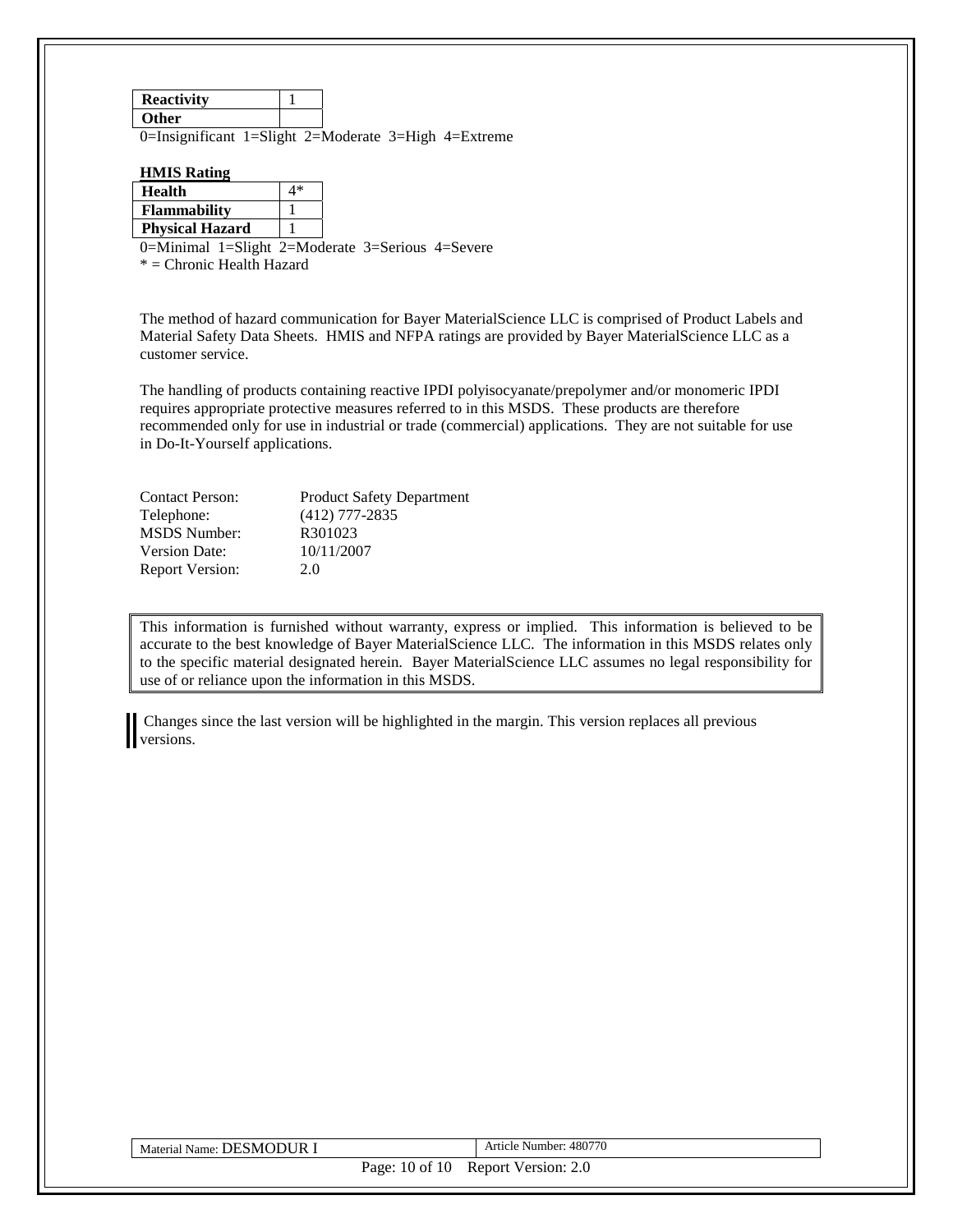| | |
|---|---|
| **Reactivity** | 1 |
| **Other** | |

0=Insignificant 1=Slight 2=Moderate 3=High 4=Extreme

**HMIS Rating**

| | |
|---|---|
| **Health** | 4* |
| **Flammability** | 1 |
| **Physical Hazard** | 1 |

0=Minimal 1=Slight 2=Moderate 3=Serious 4=Severe
* = Chronic Health Hazard

The method of hazard communication for Bayer MaterialScience LLC is comprised of Product Labels and Material Safety Data Sheets. HMIS and NFPA ratings are provided by Bayer MaterialScience LLC as a customer service.

The handling of products containing reactive IPDI polyisocyanate/prepolymer and/or monomeric IPDI requires appropriate protective measures referred to in this MSDS. These products are therefore recommended only for use in industrial or trade (commercial) applications. They are not suitable for use in Do-It-Yourself applications.

| | |
|---|---|
| Contact Person: | Product Safety Department |
| Telephone: | (412) 777-2835 |
| MSDS Number: | R301023 |
| Version Date: | 10/11/2007 |
| Report Version: | 2.0 |

This information is furnished without warranty, express or implied. This information is believed to be accurate to the best knowledge of Bayer MaterialScience LLC. The information in this MSDS relates only to the specific material designated herein. Bayer MaterialScience LLC assumes no legal responsibility for use of or reliance upon the information in this MSDS.

Changes since the last version will be highlighted in the margin. This version replaces all previous versions.